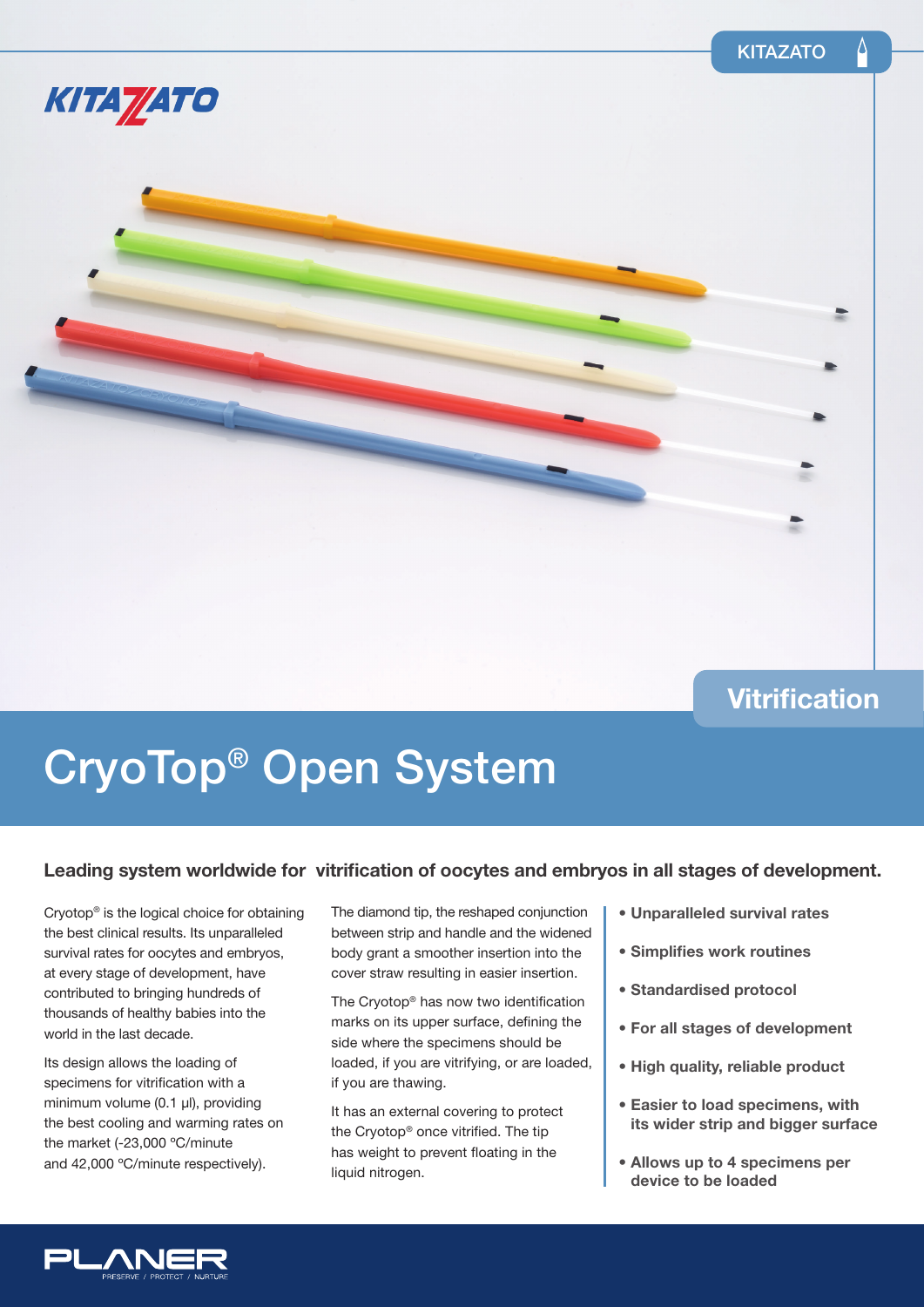KITAZATO

Vitrification

# CryoTop® Open System

## Leading system worldwide for vitrification of oocytes and embryos in all stages of development.

Cryotop® is the logical choice for obtaining the best clinical results. Its unparalleled survival rates for oocytes and embryos, at every stage of development, have contributed to bringing hundreds of thousands of healthy babies into the world in the last decade.

Its design allows the loading of specimens for vitrification with a minimum volume (0.1 µl), providing the best cooling and warming rates on the market (-23,000 ºC/minute and 42,000 ºC/minute respectively).

The diamond tip, the reshaped conjunction between strip and handle and the widened body grant a smoother insertion into the cover straw resulting in easier insertion.

The Cryotop® has now two identification marks on its upper surface, defining the side where the specimens should be loaded, if you are vitrifying, or are loaded, if you are thawing.

It has an external covering to protect the Cryotop® once vitrified. The tip has weight to prevent floating in the liquid nitrogen.

- **Unparalleled survival rates**
- **Simplifies work routines**
- **Standardised protocol**
- **For all stages of development**
- **High quality, reliable product**
- **Easier to load specimens, with its wider strip and bigger surface**
- **Allows up to 4 specimens per device to be loaded**

PLANER
PRESERVE / PROTECT / NURTURE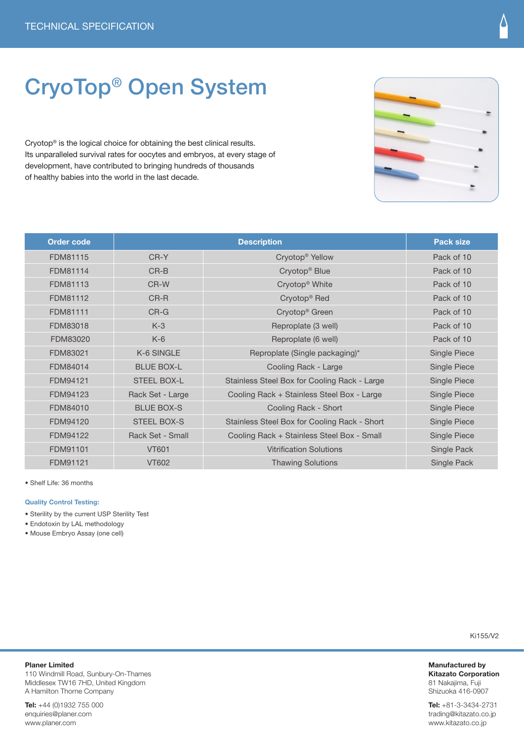TECHNICAL SPECIFICATION

# CryoTop® Open System

Cryotop® is the logical choice for obtaining the best clinical results. Its unparalleled survival rates for oocytes and embryos, at every stage of development, have contributed to bringing hundreds of thousands of healthy babies into the world in the last decade.

| Order code | Description | | Pack size |
|---|---|---|---|
| FDM81115 | CR-Y | Cryotop® Yellow | Pack of 10 |
| FDM81114 | CR-B | Cryotop® Blue | Pack of 10 |
| FDM81113 | CR-W | Cryotop® White | Pack of 10 |
| FDM81112 | CR-R | Cryotop® Red | Pack of 10 |
| FDM81111 | CR-G | Cryotop® Green | Pack of 10 |
| FDM83018 | K-3 | Reproplate (3 well) | Pack of 10 |
| FDM83020 | K-6 | Reproplate (6 well) | Pack of 10 |
| FDM83021 | K-6 SINGLE | Reproplate (Single packaging)* | Single Piece |
| FDM84014 | BLUE BOX-L | Cooling Rack - Large | Single Piece |
| FDM94121 | STEEL BOX-L | Stainless Steel Box for Cooling Rack - Large | Single Piece |
| FDM94123 | Rack Set - Large | Cooling Rack + Stainless Steel Box - Large | Single Piece |
| FDM84010 | BLUE BOX-S | Cooling Rack - Short | Single Piece |
| FDM94120 | STEEL BOX-S | Stainless Steel Box for Cooling Rack - Short | Single Piece |
| FDM94122 | Rack Set - Small | Cooling Rack + Stainless Steel Box - Small | Single Piece |
| FDM91101 | VT601 | Vitrification Solutions | Single Pack |
| FDM91121 | VT602 | Thawing Solutions | Single Pack |

- Shelf Life: 36 months

**Quality Control Testing:**

- Sterility by the current USP Sterility Test
- Endotoxin by LAL methodology
- Mouse Embryo Assay (one cell)

Ki155/V2

**Planer Limited**
110 Windmill Road, Sunbury-On-Thames
Middlesex TW16 7HD, United Kingdom
A Hamilton Thorne Company

**Tel:** +44 (0)1932 755 000
enquiries@planer.com
www.planer.com

**Manufactured by**
**Kitazato Corporation**
81 Nakajima, Fuji
Shizuoka 416-0907

**Tel:** +81-3-3434-2731
trading@kitazato.co.jp
www.kitazato.co.jp